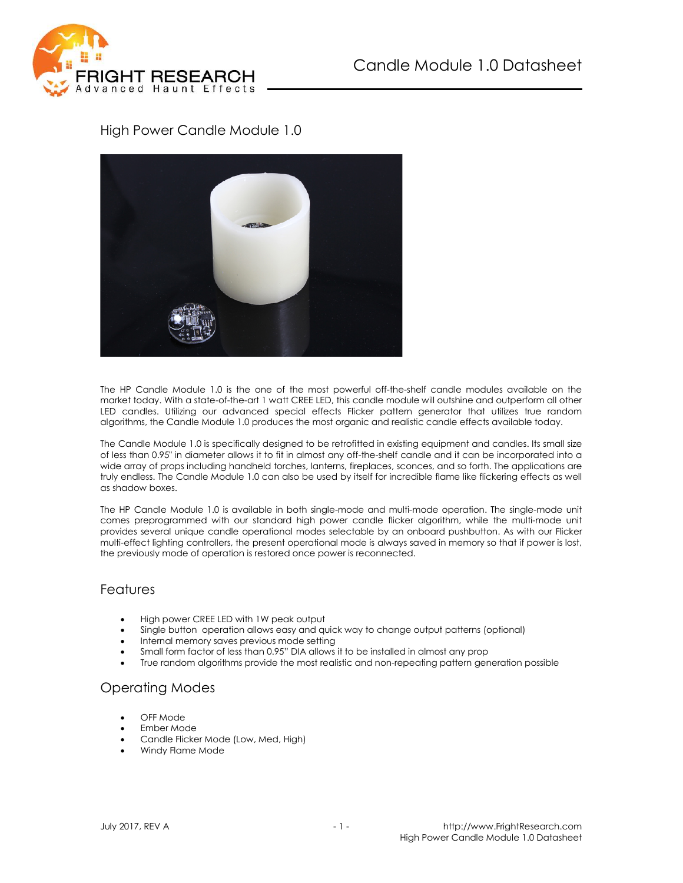# Candle Module 1.0 Datasheet

## High Power Candle Module 1.0

The HP Candle Module 1.0 is the one of the most powerful off-the-shelf candle modules available on the market today. With a state-of-the-art 1 watt CREE LED, this candle module will outshine and outperform all other LED candles. Utilizing our advanced special effects Flicker pattern generator that utilizes true random algorithms, the Candle Module 1.0 produces the most organic and realistic candle effects available today.

The Candle Module 1.0 is specifically designed to be retrofitted in existing equipment and candles. Its small size of less than 0.95" in diameter allows it to fit in almost any off-the-shelf candle and it can be incorporated into a wide array of props including handheld torches, lanterns, fireplaces, sconces, and so forth. The applications are truly endless. The Candle Module 1.0 can also be used by itself for incredible flame like flickering effects as well as shadow boxes.

The HP Candle Module 1.0 is available in both single-mode and multi-mode operation. The single-mode unit comes preprogrammed with our standard high power candle flicker algorithm, while the multi-mode unit provides several unique candle operational modes selectable by an onboard pushbutton. As with our Flicker multi-effect lighting controllers, the present operational mode is always saved in memory so that if power is lost, the previously mode of operation is restored once power is reconnected.

## Features

- High power CREE LED with 1W peak output
- Single button operation allows easy and quick way to change output patterns (optional)
- Internal memory saves previous mode setting
- Small form factor of less than 0.95" DIA allows it to be installed in almost any prop
- True random algorithms provide the most realistic and non-repeating pattern generation possible

## Operating Modes

- OFF Mode
- Ember Mode
- Candle Flicker Mode (Low, Med, High)
- Windy Flame Mode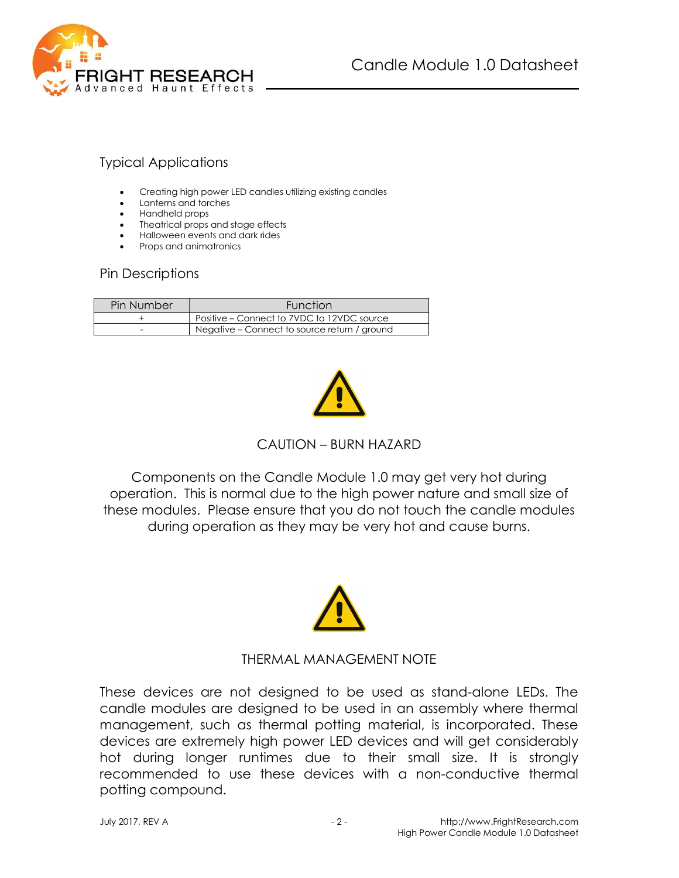## Typical Applications

- Creating high power LED candles utilizing existing candles
- Lanterns and torches
- Handheld props
- Theatrical props and stage effects
- Halloween events and dark rides
- Props and animatronics

## Pin Descriptions

| Pin Number | Function |
|---|---|
| + | Positive – Connect to 7VDC to 12VDC source |
| - | Negative – Connect to source return / ground |

### CAUTION – BURN HAZARD

Components on the Candle Module 1.0 may get very hot during operation. This is normal due to the high power nature and small size of these modules. Please ensure that you do not touch the candle modules during operation as they may be very hot and cause burns.

### THERMAL MANAGEMENT NOTE

These devices are not designed to be used as stand-alone LEDs. The candle modules are designed to be used in an assembly where thermal management, such as thermal potting material, is incorporated. These devices are extremely high power LED devices and will get considerably hot during longer runtimes due to their small size. It is strongly recommended to use these devices with a non-conductive thermal potting compound.